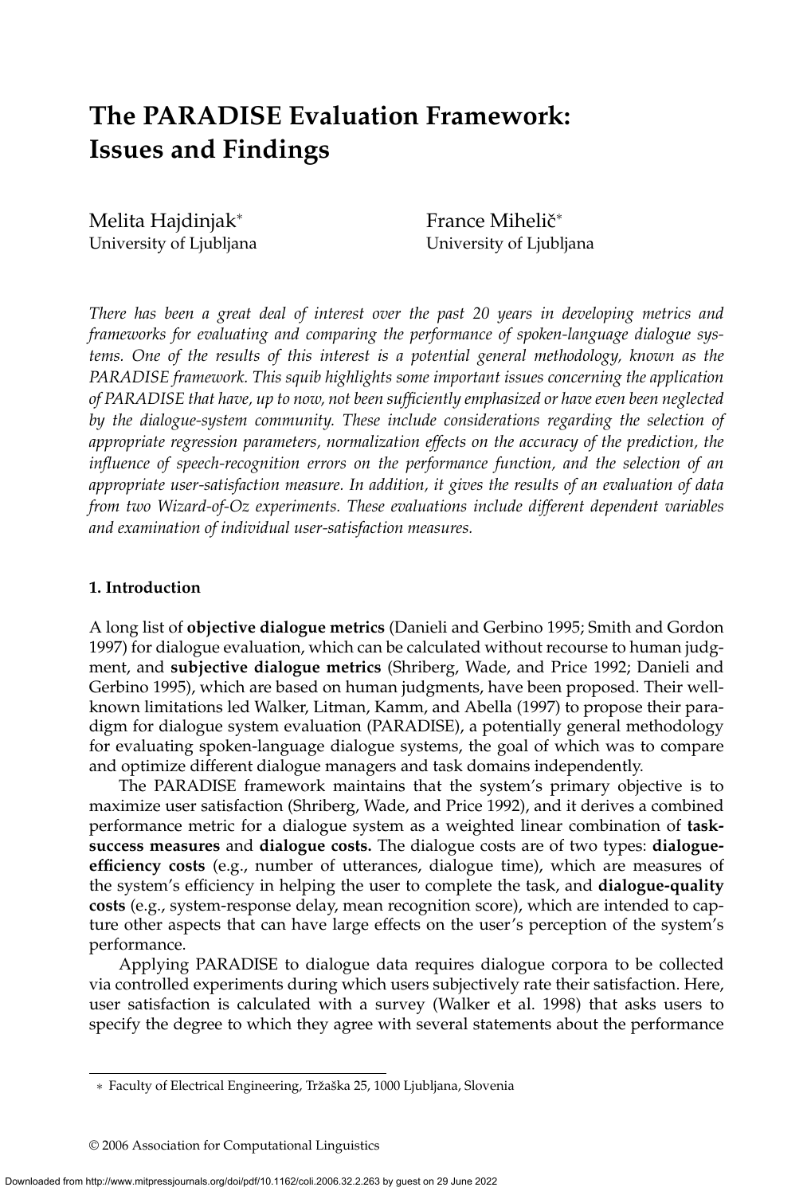# The PARADISE Evaluation Framework: Issues and Findings

Melita Hajdinjak*
University of Ljubljana

France Mihelič*
University of Ljubljana

*There has been a great deal of interest over the past 20 years in developing metrics and frameworks for evaluating and comparing the performance of spoken-language dialogue systems. One of the results of this interest is a potential general methodology, known as the PARADISE framework. This squib highlights some important issues concerning the application of PARADISE that have, up to now, not been sufficiently emphasized or have even been neglected by the dialogue-system community. These include considerations regarding the selection of appropriate regression parameters, normalization effects on the accuracy of the prediction, the influence of speech-recognition errors on the performance function, and the selection of an appropriate user-satisfaction measure. In addition, it gives the results of an evaluation of data from two Wizard-of-Oz experiments. These evaluations include different dependent variables and examination of individual user-satisfaction measures.*

### 1. Introduction

A long list of **objective dialogue metrics** (Danieli and Gerbino 1995; Smith and Gordon 1997) for dialogue evaluation, which can be calculated without recourse to human judgment, and **subjective dialogue metrics** (Shriberg, Wade, and Price 1992; Danieli and Gerbino 1995), which are based on human judgments, have been proposed. Their well-known limitations led Walker, Litman, Kamm, and Abella (1997) to propose their paradigm for dialogue system evaluation (PARADISE), a potentially general methodology for evaluating spoken-language dialogue systems, the goal of which was to compare and optimize different dialogue managers and task domains independently.

The PARADISE framework maintains that the system's primary objective is to maximize user satisfaction (Shriberg, Wade, and Price 1992), and it derives a combined performance metric for a dialogue system as a weighted linear combination of **task-success measures** and **dialogue costs.** The dialogue costs are of two types: **dialogue-efficiency costs** (e.g., number of utterances, dialogue time), which are measures of the system's efficiency in helping the user to complete the task, and **dialogue-quality costs** (e.g., system-response delay, mean recognition score), which are intended to capture other aspects that can have large effects on the user's perception of the system's performance.

Applying PARADISE to dialogue data requires dialogue corpora to be collected via controlled experiments during which users subjectively rate their satisfaction. Here, user satisfaction is calculated with a survey (Walker et al. 1998) that asks users to specify the degree to which they agree with several statements about the performance

* Faculty of Electrical Engineering, Tržaška 25, 1000 Ljubljana, Slovenia

© 2006 Association for Computational Linguistics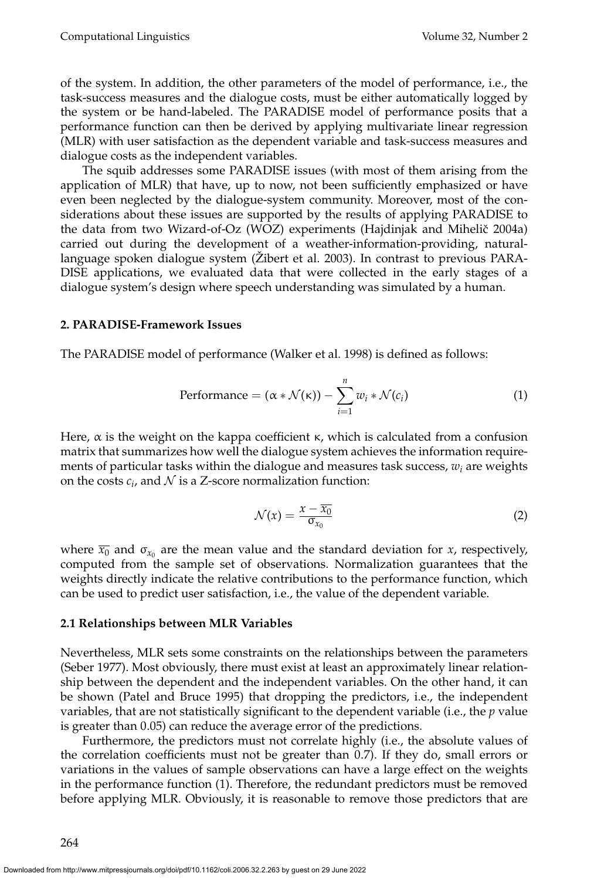of the system. In addition, the other parameters of the model of performance, i.e., the task-success measures and the dialogue costs, must be either automatically logged by the system or be hand-labeled. The PARADISE model of performance posits that a performance function can then be derived by applying multivariate linear regression (MLR) with user satisfaction as the dependent variable and task-success measures and dialogue costs as the independent variables.

The squib addresses some PARADISE issues (with most of them arising from the application of MLR) that have, up to now, not been sufficiently emphasized or have even been neglected by the dialogue-system community. Moreover, most of the considerations about these issues are supported by the results of applying PARADISE to the data from two Wizard-of-Oz (WOZ) experiments (Hajdinjak and Mihelič 2004a) carried out during the development of a weather-information-providing, natural-language spoken dialogue system (Žibert et al. 2003). In contrast to previous PARADISE applications, we evaluated data that were collected in the early stages of a dialogue system's design where speech understanding was simulated by a human.

## 2. PARADISE-Framework Issues

The PARADISE model of performance (Walker et al. 1998) is defined as follows:

$$\text{Performance} = (\alpha * \mathcal{N}(\kappa)) - \sum_{i=1}^{n} w_i * \mathcal{N}(c_i) \tag{1}$$

Here, $\alpha$ is the weight on the kappa coefficient $\kappa$, which is calculated from a confusion matrix that summarizes how well the dialogue system achieves the information requirements of particular tasks within the dialogue and measures task success, $w_i$ are weights on the costs $c_i$, and $\mathcal{N}$ is a Z-score normalization function:

$$\mathcal{N}(x) = \frac{x - \overline{x_0}}{\sigma_{x_0}} \tag{2}$$

where $\overline{x_0}$ and $\sigma_{x_0}$ are the mean value and the standard deviation for $x$, respectively, computed from the sample set of observations. Normalization guarantees that the weights directly indicate the relative contributions to the performance function, which can be used to predict user satisfaction, i.e., the value of the dependent variable.

### 2.1 Relationships between MLR Variables

Nevertheless, MLR sets some constraints on the relationships between the parameters (Seber 1977). Most obviously, there must exist at least an approximately linear relationship between the dependent and the independent variables. On the other hand, it can be shown (Patel and Bruce 1995) that dropping the predictors, i.e., the independent variables, that are not statistically significant to the dependent variable (i.e., the $p$ value is greater than 0.05) can reduce the average error of the predictions.

Furthermore, the predictors must not correlate highly (i.e., the absolute values of the correlation coefficients must not be greater than 0.7). If they do, small errors or variations in the values of sample observations can have a large effect on the weights in the performance function (1). Therefore, the redundant predictors must be removed before applying MLR. Obviously, it is reasonable to remove those predictors that are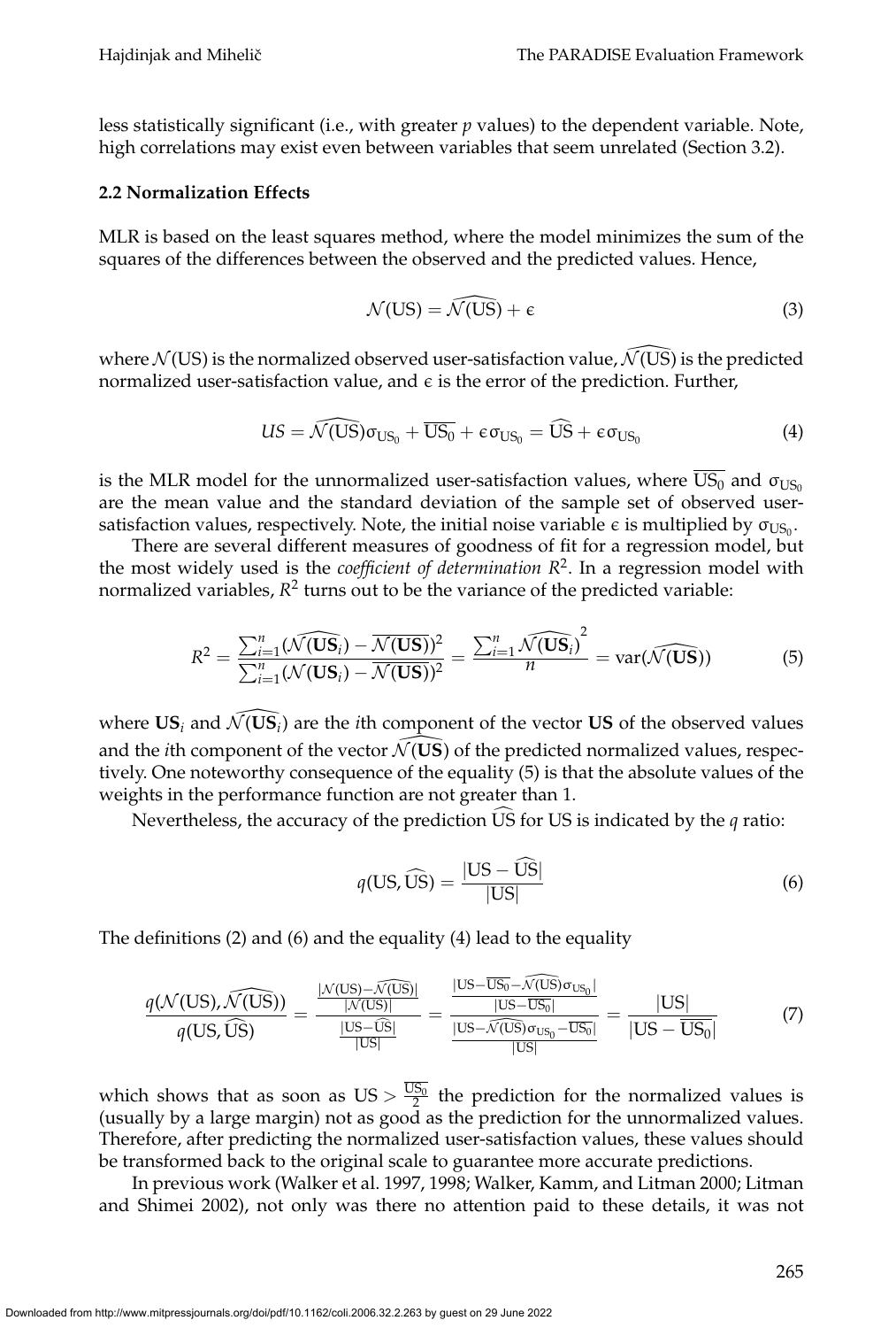less statistically significant (i.e., with greater $p$ values) to the dependent variable. Note, high correlations may exist even between variables that seem unrelated (Section 3.2).

### 2.2 Normalization Effects

MLR is based on the least squares method, where the model minimizes the sum of the squares of the differences between the observed and the predicted values. Hence,

$$\mathcal{N}(\text{US}) = \widehat{\mathcal{N}(\text{US})} + \epsilon \tag{3}$$

where $\mathcal{N}(\text{US})$ is the normalized observed user-satisfaction value, $\widehat{\mathcal{N}(\text{US})}$ is the predicted normalized user-satisfaction value, and $\epsilon$ is the error of the prediction. Further,

$$US = \widehat{\mathcal{N}(\text{US})}\sigma_{\text{US}_0} + \overline{\text{US}_0} + \epsilon\sigma_{\text{US}_0} = \widehat{\text{US}} + \epsilon\sigma_{\text{US}_0} \tag{4}$$

is the MLR model for the unnormalized user-satisfaction values, where $\overline{\text{US}_0}$ and $\sigma_{\text{US}_0}$ are the mean value and the standard deviation of the sample set of observed user-satisfaction values, respectively. Note, the initial noise variable $\epsilon$ is multiplied by $\sigma_{\text{US}_0}$.

There are several different measures of goodness of fit for a regression model, but the most widely used is the *coefficient of determination* $R^2$. In a regression model with normalized variables, $R^2$ turns out to be the variance of the predicted variable:

$$R^2 = \frac{\sum_{i=1}^{n}(\widehat{\mathcal{N}(\mathbf{US}_i)} - \overline{\mathcal{N}(\mathbf{US})})^2}{\sum_{i=1}^{n}(\mathcal{N}(\mathbf{US}_i) - \overline{\mathcal{N}(\mathbf{US})})^2} = \frac{\sum_{i=1}^{n}\widehat{\mathcal{N}(\mathbf{US}_i)}^2}{n} = \text{var}(\widehat{\mathcal{N}(\mathbf{US})}) \tag{5}$$

where $\mathbf{US}_i$ and $\widehat{\mathcal{N}(\mathbf{US}_i)}$ are the $i$th component of the vector $\mathbf{US}$ of the observed values and the $i$th component of the vector $\widehat{\mathcal{N}(\mathbf{US})}$ of the predicted normalized values, respectively. One noteworthy consequence of the equality (5) is that the absolute values of the weights in the performance function are not greater than 1.

Nevertheless, the accuracy of the prediction $\widehat{\text{US}}$ for US is indicated by the $q$ ratio:

$$q(\text{US}, \widehat{\text{US}}) = \frac{|\text{US} - \widehat{\text{US}}|}{|\text{US}|} \tag{6}$$

The definitions (2) and (6) and the equality (4) lead to the equality

$$\frac{q(\mathcal{N}(\text{US}), \widehat{\mathcal{N}(\text{US})})}{q(\text{US}, \widehat{\text{US}})} = \frac{\frac{|\mathcal{N}(\text{US}) - \widehat{\mathcal{N}(\text{US})}|}{|\mathcal{N}(\text{US})|}}{\frac{|\text{US} - \widehat{\text{US}}|}{|\text{US}|}} = \frac{\frac{|\text{US} - \overline{\text{US}_0} - \widehat{\mathcal{N}(\text{US})}\sigma_{\text{US}_0}|}{|\text{US} - \overline{\text{US}_0}|}}{\frac{|\text{US} - \widehat{\mathcal{N}(\text{US})}\sigma_{\text{US}_0} - \overline{\text{US}_0}|}{|\text{US}|}} = \frac{|\text{US}|}{|\text{US} - \overline{\text{US}_0}|} \tag{7}$$

which shows that as soon as $\text{US} > \frac{\overline{\text{US}_0}}{2}$ the prediction for the normalized values is (usually by a large margin) not as good as the prediction for the unnormalized values. Therefore, after predicting the normalized user-satisfaction values, these values should be transformed back to the original scale to guarantee more accurate predictions.

In previous work (Walker et al. 1997, 1998; Walker, Kamm, and Litman 2000; Litman and Shimei 2002), not only was there no attention paid to these details, it was not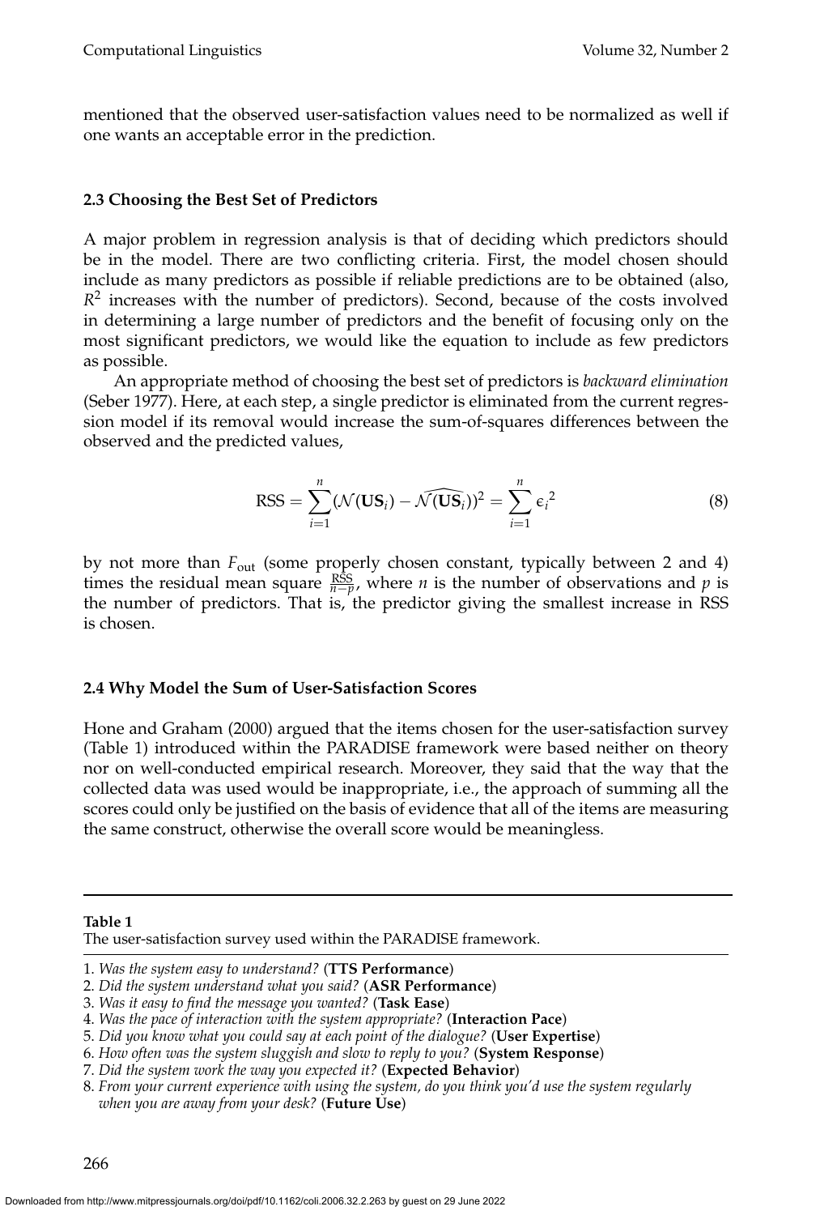mentioned that the observed user-satisfaction values need to be normalized as well if one wants an acceptable error in the prediction.

### 2.3 Choosing the Best Set of Predictors

A major problem in regression analysis is that of deciding which predictors should be in the model. There are two conflicting criteria. First, the model chosen should include as many predictors as possible if reliable predictions are to be obtained (also, $R^2$ increases with the number of predictors). Second, because of the costs involved in determining a large number of predictors and the benefit of focusing only on the most significant predictors, we would like the equation to include as few predictors as possible.

An appropriate method of choosing the best set of predictors is *backward elimination* (Seber 1977). Here, at each step, a single predictor is eliminated from the current regression model if its removal would increase the sum-of-squares differences between the observed and the predicted values,

$$\text{RSS} = \sum_{i=1}^{n} (\mathcal{N}(\mathbf{US}_i) - \widehat{\mathcal{N}(\mathbf{US}_i)})^2 = \sum_{i=1}^{n} {\epsilon_i}^2 \tag{8}$$

by not more than $F_{\text{out}}$ (some properly chosen constant, typically between 2 and 4) times the residual mean square $\frac{\text{RSS}}{n-p}$, where $n$ is the number of observations and $p$ is the number of predictors. That is, the predictor giving the smallest increase in RSS is chosen.

### 2.4 Why Model the Sum of User-Satisfaction Scores

Hone and Graham (2000) argued that the items chosen for the user-satisfaction survey (Table 1) introduced within the PARADISE framework were based neither on theory nor on well-conducted empirical research. Moreover, they said that the way that the collected data was used would be inappropriate, i.e., the approach of summing all the scores could only be justified on the basis of evidence that all of the items are measuring the same construct, otherwise the overall score would be meaningless.

**Table 1**
The user-satisfaction survey used within the PARADISE framework.

1. *Was the system easy to understand?* (**TTS Performance**)
2. *Did the system understand what you said?* (**ASR Performance**)
3. *Was it easy to find the message you wanted?* (**Task Ease**)
4. *Was the pace of interaction with the system appropriate?* (**Interaction Pace**)
5. *Did you know what you could say at each point of the dialogue?* (**User Expertise**)
6. *How often was the system sluggish and slow to reply to you?* (**System Response**)
7. *Did the system work the way you expected it?* (**Expected Behavior**)
8. *From your current experience with using the system, do you think you'd use the system regularly when you are away from your desk?* (**Future Use**)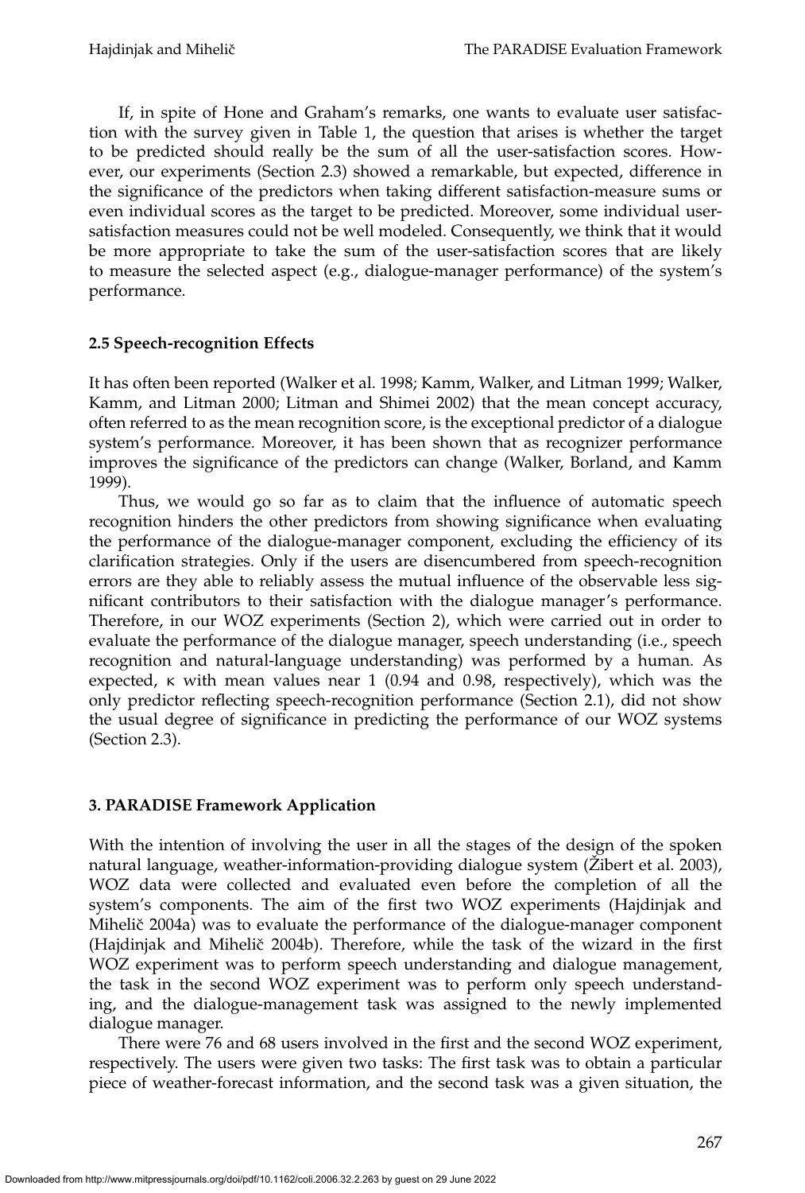If, in spite of Hone and Graham's remarks, one wants to evaluate user satisfaction with the survey given in Table 1, the question that arises is whether the target to be predicted should really be the sum of all the user-satisfaction scores. However, our experiments (Section 2.3) showed a remarkable, but expected, difference in the significance of the predictors when taking different satisfaction-measure sums or even individual scores as the target to be predicted. Moreover, some individual user-satisfaction measures could not be well modeled. Consequently, we think that it would be more appropriate to take the sum of the user-satisfaction scores that are likely to measure the selected aspect (e.g., dialogue-manager performance) of the system's performance.

### 2.5 Speech-recognition Effects

It has often been reported (Walker et al. 1998; Kamm, Walker, and Litman 1999; Walker, Kamm, and Litman 2000; Litman and Shimei 2002) that the mean concept accuracy, often referred to as the mean recognition score, is the exceptional predictor of a dialogue system's performance. Moreover, it has been shown that as recognizer performance improves the significance of the predictors can change (Walker, Borland, and Kamm 1999).

Thus, we would go so far as to claim that the influence of automatic speech recognition hinders the other predictors from showing significance when evaluating the performance of the dialogue-manager component, excluding the efficiency of its clarification strategies. Only if the users are disencumbered from speech-recognition errors are they able to reliably assess the mutual influence of the observable less significant contributors to their satisfaction with the dialogue manager's performance. Therefore, in our WOZ experiments (Section 2), which were carried out in order to evaluate the performance of the dialogue manager, speech understanding (i.e., speech recognition and natural-language understanding) was performed by a human. As expected, $\kappa$ with mean values near 1 (0.94 and 0.98, respectively), which was the only predictor reflecting speech-recognition performance (Section 2.1), did not show the usual degree of significance in predicting the performance of our WOZ systems (Section 2.3).

## 3. PARADISE Framework Application

With the intention of involving the user in all the stages of the design of the spoken natural language, weather-information-providing dialogue system (Žibert et al. 2003), WOZ data were collected and evaluated even before the completion of all the system's components. The aim of the first two WOZ experiments (Hajdinjak and Mihelič 2004a) was to evaluate the performance of the dialogue-manager component (Hajdinjak and Mihelič 2004b). Therefore, while the task of the wizard in the first WOZ experiment was to perform speech understanding and dialogue management, the task in the second WOZ experiment was to perform only speech understanding, and the dialogue-management task was assigned to the newly implemented dialogue manager.

There were 76 and 68 users involved in the first and the second WOZ experiment, respectively. The users were given two tasks: The first task was to obtain a particular piece of weather-forecast information, and the second task was a given situation, the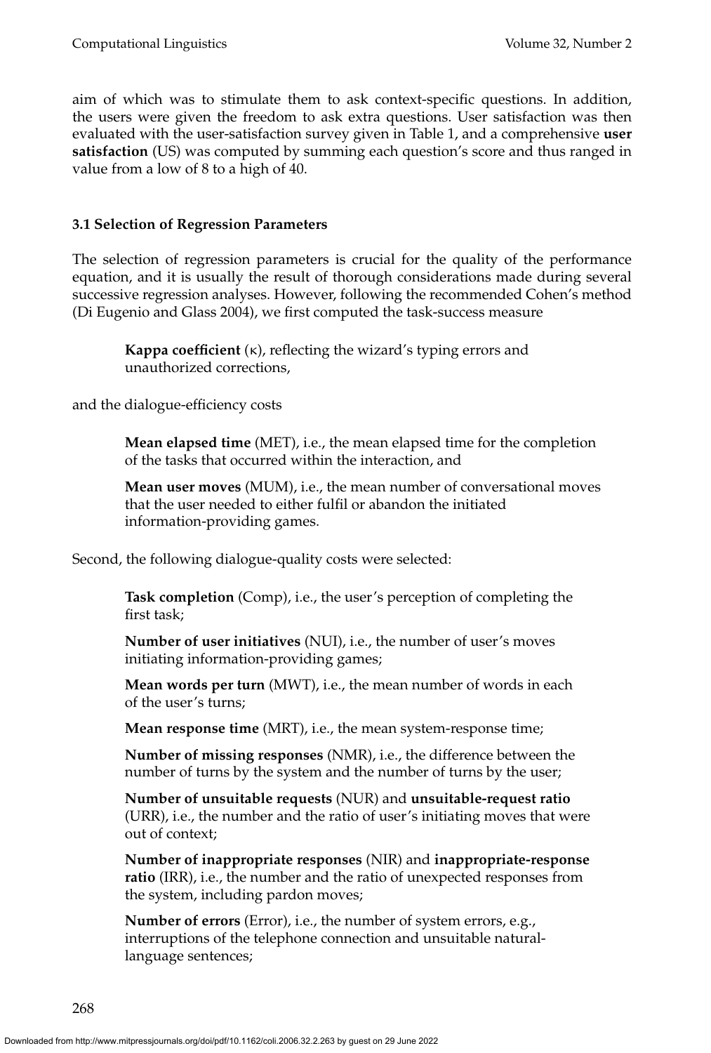aim of which was to stimulate them to ask context-specific questions. In addition, the users were given the freedom to ask extra questions. User satisfaction was then evaluated with the user-satisfaction survey given in Table 1, and a comprehensive **user satisfaction** (US) was computed by summing each question's score and thus ranged in value from a low of 8 to a high of 40.

### 3.1 Selection of Regression Parameters

The selection of regression parameters is crucial for the quality of the performance equation, and it is usually the result of thorough considerations made during several successive regression analyses. However, following the recommended Cohen's method (Di Eugenio and Glass 2004), we first computed the task-success measure

> **Kappa coefficient** ($\kappa$), reflecting the wizard's typing errors and unauthorized corrections,

and the dialogue-efficiency costs

> **Mean elapsed time** (MET), i.e., the mean elapsed time for the completion of the tasks that occurred within the interaction, and
>
> **Mean user moves** (MUM), i.e., the mean number of conversational moves that the user needed to either fulfil or abandon the initiated information-providing games.

Second, the following dialogue-quality costs were selected:

> **Task completion** (Comp), i.e., the user's perception of completing the first task;
>
> **Number of user initiatives** (NUI), i.e., the number of user's moves initiating information-providing games;
>
> **Mean words per turn** (MWT), i.e., the mean number of words in each of the user's turns;
>
> **Mean response time** (MRT), i.e., the mean system-response time;
>
> **Number of missing responses** (NMR), i.e., the difference between the number of turns by the system and the number of turns by the user;
>
> **Number of unsuitable requests** (NUR) and **unsuitable-request ratio** (URR), i.e., the number and the ratio of user's initiating moves that were out of context;
>
> **Number of inappropriate responses** (NIR) and **inappropriate-response ratio** (IRR), i.e., the number and the ratio of unexpected responses from the system, including pardon moves;
>
> **Number of errors** (Error), i.e., the number of system errors, e.g., interruptions of the telephone connection and unsuitable natural-language sentences;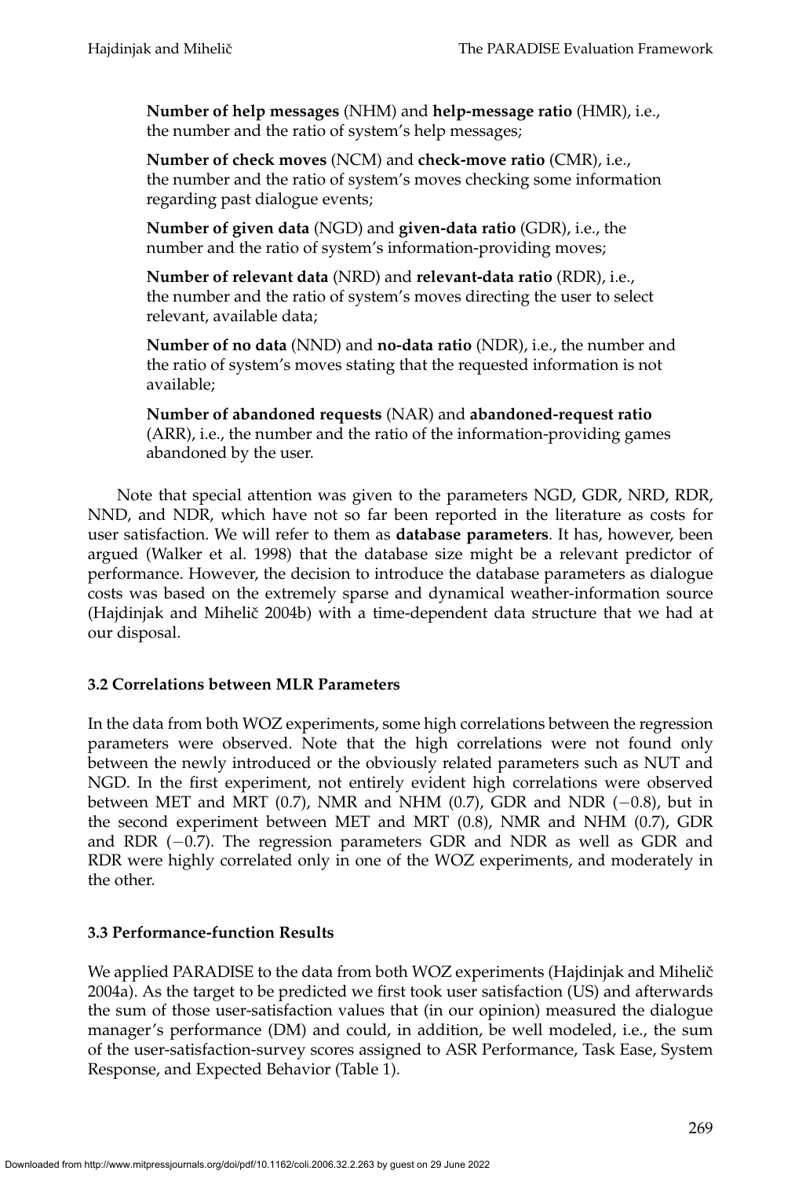**Number of help messages** (NHM) and **help-message ratio** (HMR), i.e., the number and the ratio of system's help messages;

**Number of check moves** (NCM) and **check-move ratio** (CMR), i.e., the number and the ratio of system's moves checking some information regarding past dialogue events;

**Number of given data** (NGD) and **given-data ratio** (GDR), i.e., the number and the ratio of system's information-providing moves;

**Number of relevant data** (NRD) and **relevant-data ratio** (RDR), i.e., the number and the ratio of system's moves directing the user to select relevant, available data;

**Number of no data** (NND) and **no-data ratio** (NDR), i.e., the number and the ratio of system's moves stating that the requested information is not available;

**Number of abandoned requests** (NAR) and **abandoned-request ratio** (ARR), i.e., the number and the ratio of the information-providing games abandoned by the user.

Note that special attention was given to the parameters NGD, GDR, NRD, RDR, NND, and NDR, which have not so far been reported in the literature as costs for user satisfaction. We will refer to them as **database parameters**. It has, however, been argued (Walker et al. 1998) that the database size might be a relevant predictor of performance. However, the decision to introduce the database parameters as dialogue costs was based on the extremely sparse and dynamical weather-information source (Hajdinjak and Mihelič 2004b) with a time-dependent data structure that we had at our disposal.

### 3.2 Correlations between MLR Parameters

In the data from both WOZ experiments, some high correlations between the regression parameters were observed. Note that the high correlations were not found only between the newly introduced or the obviously related parameters such as NUT and NGD. In the first experiment, not entirely evident high correlations were observed between MET and MRT (0.7), NMR and NHM (0.7), GDR and NDR (−0.8), but in the second experiment between MET and MRT (0.8), NMR and NHM (0.7), GDR and RDR (−0.7). The regression parameters GDR and NDR as well as GDR and RDR were highly correlated only in one of the WOZ experiments, and moderately in the other.

### 3.3 Performance-function Results

We applied PARADISE to the data from both WOZ experiments (Hajdinjak and Mihelič 2004a). As the target to be predicted we first took user satisfaction (US) and afterwards the sum of those user-satisfaction values that (in our opinion) measured the dialogue manager's performance (DM) and could, in addition, be well modeled, i.e., the sum of the user-satisfaction-survey scores assigned to ASR Performance, Task Ease, System Response, and Expected Behavior (Table 1).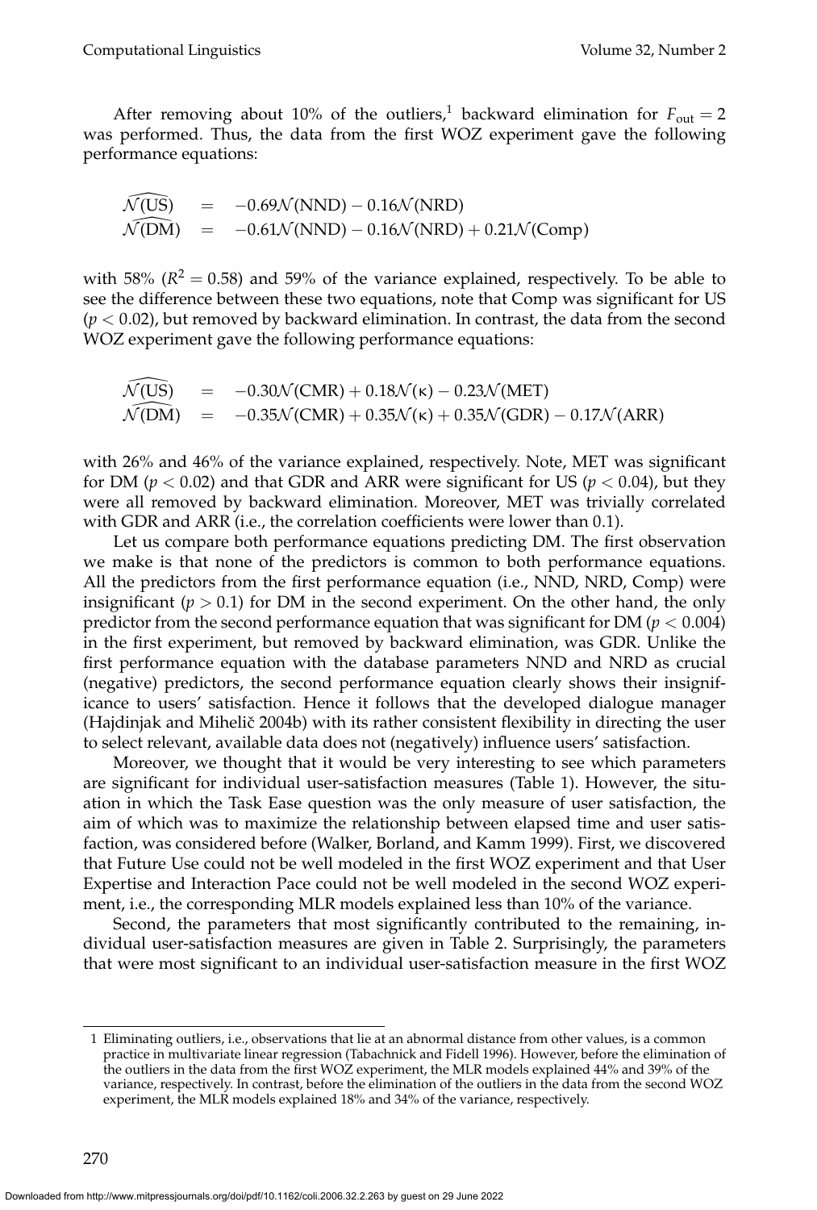After removing about 10% of the outliers,[1] backward elimination for $F_{\text{out}} = 2$ was performed. Thus, the data from the first WOZ experiment gave the following performance equations:

$$
\begin{aligned}
\widehat{\mathcal{N}(\text{US})} &= -0.69\mathcal{N}(\text{NND}) - 0.16\mathcal{N}(\text{NRD}) \\
\widehat{\mathcal{N}(\text{DM})} &= -0.61\mathcal{N}(\text{NND}) - 0.16\mathcal{N}(\text{NRD}) + 0.21\mathcal{N}(\text{Comp})
\end{aligned}
$$

with 58% ($R^2 = 0.58$) and 59% of the variance explained, respectively. To be able to see the difference between these two equations, note that Comp was significant for US ($p < 0.02$), but removed by backward elimination. In contrast, the data from the second WOZ experiment gave the following performance equations:

$$
\begin{aligned}
\widehat{\mathcal{N}(\text{US})} &= -0.30\mathcal{N}(\text{CMR}) + 0.18\mathcal{N}(\kappa) - 0.23\mathcal{N}(\text{MET}) \\
\widehat{\mathcal{N}(\text{DM})} &= -0.35\mathcal{N}(\text{CMR}) + 0.35\mathcal{N}(\kappa) + 0.35\mathcal{N}(\text{GDR}) - 0.17\mathcal{N}(\text{ARR})
\end{aligned}
$$

with 26% and 46% of the variance explained, respectively. Note, MET was significant for DM ($p < 0.02$) and that GDR and ARR were significant for US ($p < 0.04$), but they were all removed by backward elimination. Moreover, MET was trivially correlated with GDR and ARR (i.e., the correlation coefficients were lower than 0.1).

Let us compare both performance equations predicting DM. The first observation we make is that none of the predictors is common to both performance equations. All the predictors from the first performance equation (i.e., NND, NRD, Comp) were insignificant ($p > 0.1$) for DM in the second experiment. On the other hand, the only predictor from the second performance equation that was significant for DM ($p < 0.004$) in the first experiment, but removed by backward elimination, was GDR. Unlike the first performance equation with the database parameters NND and NRD as crucial (negative) predictors, the second performance equation clearly shows their insignificance to users' satisfaction. Hence it follows that the developed dialogue manager (Hajdinjak and Mihelič 2004b) with its rather consistent flexibility in directing the user to select relevant, available data does not (negatively) influence users' satisfaction.

Moreover, we thought that it would be very interesting to see which parameters are significant for individual user-satisfaction measures (Table 1). However, the situation in which the Task Ease question was the only measure of user satisfaction, the aim of which was to maximize the relationship between elapsed time and user satisfaction, was considered before (Walker, Borland, and Kamm 1999). First, we discovered that Future Use could not be well modeled in the first WOZ experiment and that User Expertise and Interaction Pace could not be well modeled in the second WOZ experiment, i.e., the corresponding MLR models explained less than 10% of the variance.

Second, the parameters that most significantly contributed to the remaining, individual user-satisfaction measures are given in Table 2. Surprisingly, the parameters that were most significant to an individual user-satisfaction measure in the first WOZ

[1] Eliminating outliers, i.e., observations that lie at an abnormal distance from other values, is a common practice in multivariate linear regression (Tabachnick and Fidell 1996). However, before the elimination of the outliers in the data from the first WOZ experiment, the MLR models explained 44% and 39% of the variance, respectively. In contrast, before the elimination of the outliers in the data from the second WOZ experiment, the MLR models explained 18% and 34% of the variance, respectively.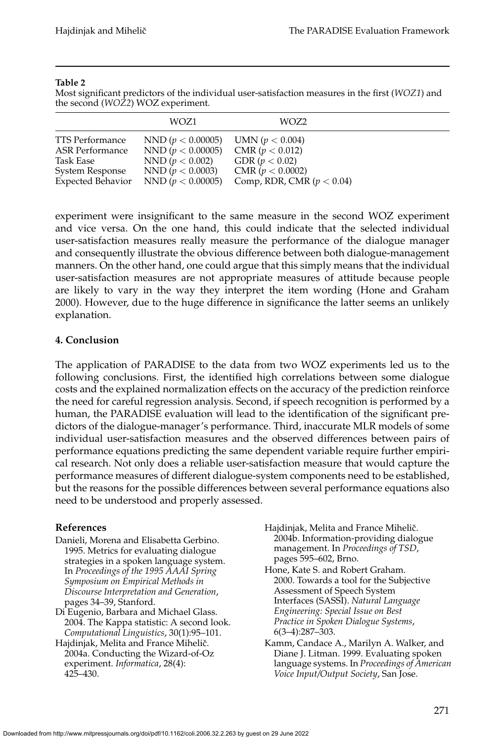**Table 2**

Most significant predictors of the individual user-satisfaction measures in the first (*WOZ1*) and the second (*WOZ2*) WOZ experiment.

| | WOZ1 | WOZ2 |
|---|---|---|
| TTS Performance | NND ($p < 0.00005$) | UMN ($p < 0.004$) |
| ASR Performance | NND ($p < 0.00005$) | CMR ($p < 0.012$) |
| Task Ease | NND ($p < 0.002$) | GDR ($p < 0.02$) |
| System Response | NND ($p < 0.0003$) | CMR ($p < 0.0002$) |
| Expected Behavior | NND ($p < 0.00005$) | Comp, RDR, CMR ($p < 0.04$) |

experiment were insignificant to the same measure in the second WOZ experiment and vice versa. On the one hand, this could indicate that the selected individual user-satisfaction measures really measure the performance of the dialogue manager and consequently illustrate the obvious difference between both dialogue-management manners. On the other hand, one could argue that this simply means that the individual user-satisfaction measures are not appropriate measures of attitude because people are likely to vary in the way they interpret the item wording (Hone and Graham 2000). However, due to the huge difference in significance the latter seems an unlikely explanation.

## 4. Conclusion

The application of PARADISE to the data from two WOZ experiments led us to the following conclusions. First, the identified high correlations between some dialogue costs and the explained normalization effects on the accuracy of the prediction reinforce the need for careful regression analysis. Second, if speech recognition is performed by a human, the PARADISE evaluation will lead to the identification of the significant predictors of the dialogue-manager's performance. Third, inaccurate MLR models of some individual user-satisfaction measures and the observed differences between pairs of performance equations predicting the same dependent variable require further empirical research. Not only does a reliable user-satisfaction measure that would capture the performance measures of different dialogue-system components need to be established, but the reasons for the possible differences between several performance equations also need to be understood and properly assessed.

### References

Danieli, Morena and Elisabetta Gerbino. 1995. Metrics for evaluating dialogue strategies in a spoken language system. In *Proceedings of the 1995 AAAI Spring Symposium on Empirical Methods in Discourse Interpretation and Generation*, pages 34–39, Stanford.

Di Eugenio, Barbara and Michael Glass. 2004. The Kappa statistic: A second look. *Computational Linguistics*, 30(1):95–101.

Hajdinjak, Melita and France Mihelič. 2004a. Conducting the Wizard-of-Oz experiment. *Informatica*, 28(4): 425–430.

Hajdinjak, Melita and France Mihelič. 2004b. Information-providing dialogue management. In *Proceedings of TSD*, pages 595–602, Brno.

Hone, Kate S. and Robert Graham. 2000. Towards a tool for the Subjective Assessment of Speech System Interfaces (SASSI). *Natural Language Engineering: Special Issue on Best Practice in Spoken Dialogue Systems*, 6(3–4):287–303.

Kamm, Candace A., Marilyn A. Walker, and Diane J. Litman. 1999. Evaluating spoken language systems. In *Proceedings of American Voice Input/Output Society*, San Jose.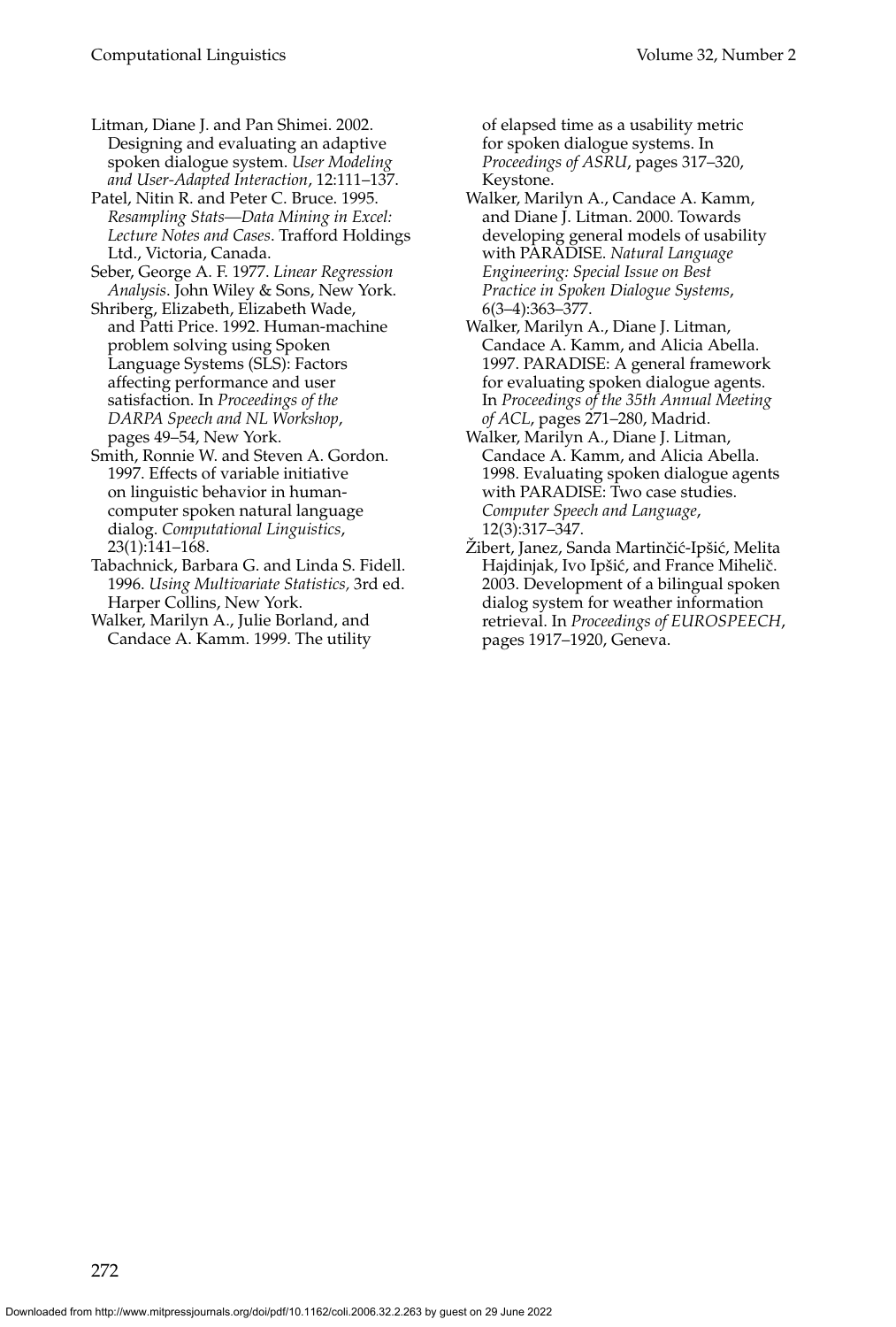Litman, Diane J. and Pan Shimei. 2002. Designing and evaluating an adaptive spoken dialogue system. *User Modeling and User-Adapted Interaction*, 12:111–137.

Patel, Nitin R. and Peter C. Bruce. 1995. *Resampling Stats—Data Mining in Excel: Lecture Notes and Cases*. Trafford Holdings Ltd., Victoria, Canada.

Seber, George A. F. 1977. *Linear Regression Analysis*. John Wiley & Sons, New York.

Shriberg, Elizabeth, Elizabeth Wade, and Patti Price. 1992. Human-machine problem solving using Spoken Language Systems (SLS): Factors affecting performance and user satisfaction. In *Proceedings of the DARPA Speech and NL Workshop*, pages 49–54, New York.

Smith, Ronnie W. and Steven A. Gordon. 1997. Effects of variable initiative on linguistic behavior in human-computer spoken natural language dialog. *Computational Linguistics*, 23(1):141–168.

Tabachnick, Barbara G. and Linda S. Fidell. 1996. *Using Multivariate Statistics,* 3rd ed. Harper Collins, New York.

Walker, Marilyn A., Julie Borland, and Candace A. Kamm. 1999. The utility of elapsed time as a usability metric for spoken dialogue systems. In *Proceedings of ASRU*, pages 317–320, Keystone.

Walker, Marilyn A., Candace A. Kamm, and Diane J. Litman. 2000. Towards developing general models of usability with PARADISE. *Natural Language Engineering: Special Issue on Best Practice in Spoken Dialogue Systems*, 6(3–4):363–377.

Walker, Marilyn A., Diane J. Litman, Candace A. Kamm, and Alicia Abella. 1997. PARADISE: A general framework for evaluating spoken dialogue agents. In *Proceedings of the 35th Annual Meeting of ACL*, pages 271–280, Madrid.

Walker, Marilyn A., Diane J. Litman, Candace A. Kamm, and Alicia Abella. 1998. Evaluating spoken dialogue agents with PARADISE: Two case studies. *Computer Speech and Language*, 12(3):317–347.

Žibert, Janez, Sanda Martinčić-Ipšić, Melita Hajdinjak, Ivo Ipšić, and France Mihelič. 2003. Development of a bilingual spoken dialog system for weather information retrieval. In *Proceedings of EUROSPEECH*, pages 1917–1920, Geneva.